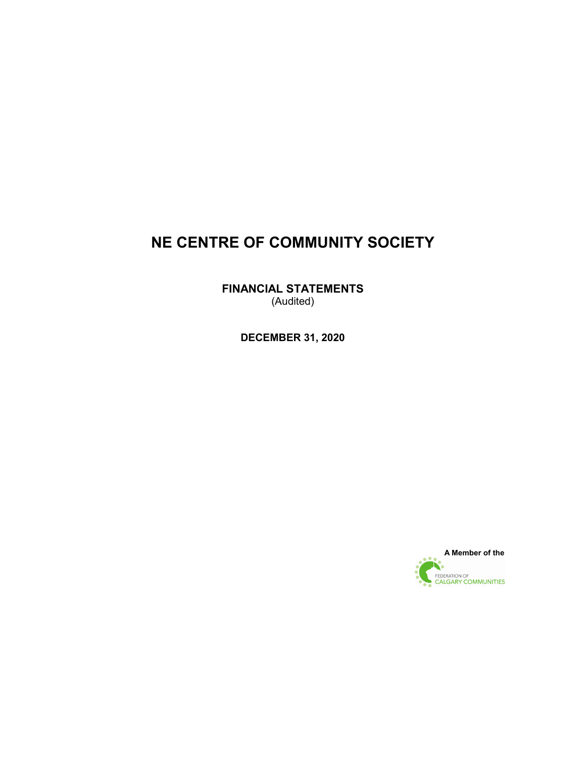# NE CENTRE OF COMMUNITY SOCIETY

**FINANCIAL STATEMENTS**
(Audited)

**DECEMBER 31, 2020**

**A Member of the**

FEDERATION OF
CALGARY COMMUNITIES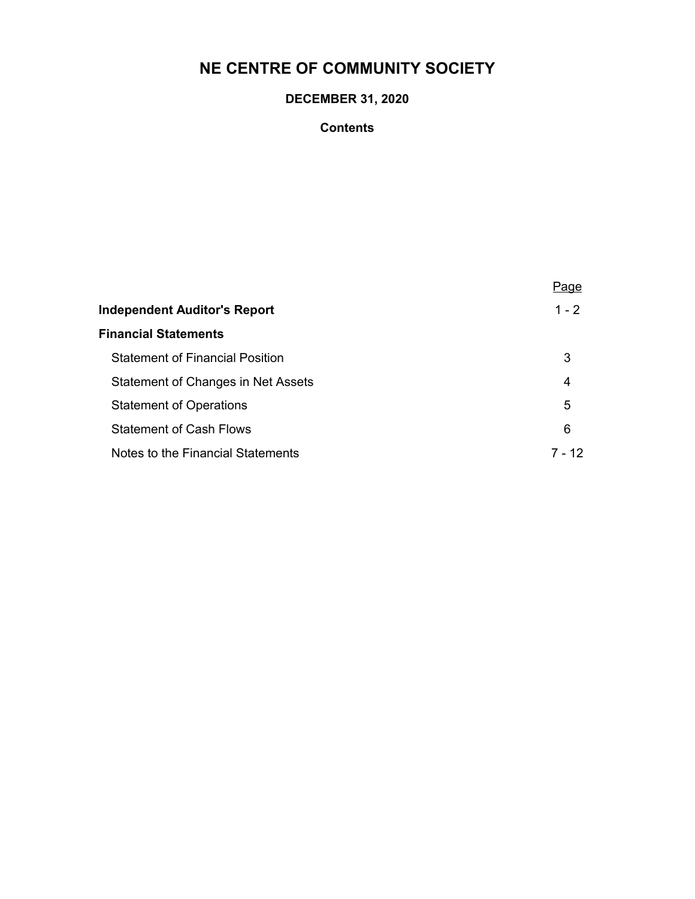# NE CENTRE OF COMMUNITY SOCIETY

### DECEMBER 31, 2020

### Contents

| | Page |
|---|---|
| **Independent Auditor's Report** | 1 - 2 |
| **Financial Statements** | |
| Statement of Financial Position | 3 |
| Statement of Changes in Net Assets | 4 |
| Statement of Operations | 5 |
| Statement of Cash Flows | 6 |
| Notes to the Financial Statements | 7 - 12 |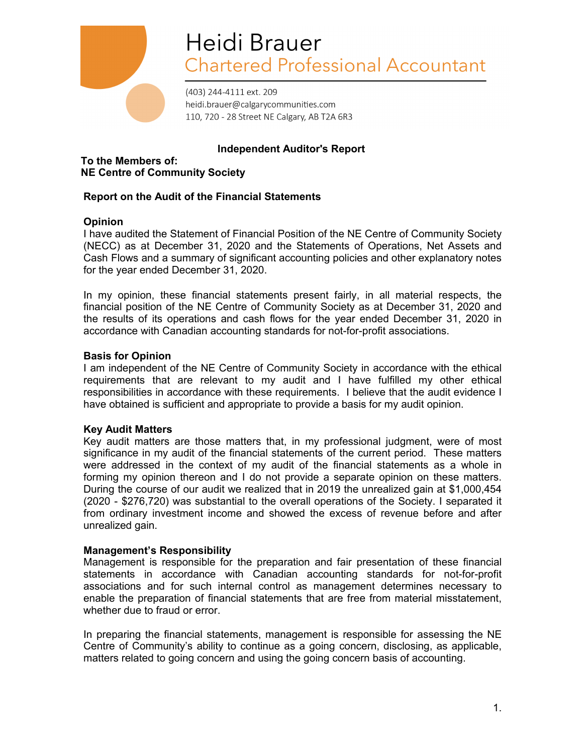# Heidi Brauer
## Chartered Professional Accountant

(403) 244-4111 ext. 209
heidi.brauer@calgarycommunities.com
110, 720 - 28 Street NE Calgary, AB T2A 6R3

**Independent Auditor's Report**

**To the Members of:**
**NE Centre of Community Society**

### Report on the Audit of the Financial Statements

**Opinion**

I have audited the Statement of Financial Position of the NE Centre of Community Society (NECC) as at December 31, 2020 and the Statements of Operations, Net Assets and Cash Flows and a summary of significant accounting policies and other explanatory notes for the year ended December 31, 2020.

In my opinion, these financial statements present fairly, in all material respects, the financial position of the NE Centre of Community Society as at December 31, 2020 and the results of its operations and cash flows for the year ended December 31, 2020 in accordance with Canadian accounting standards for not-for-profit associations.

**Basis for Opinion**

I am independent of the NE Centre of Community Society in accordance with the ethical requirements that are relevant to my audit and I have fulfilled my other ethical responsibilities in accordance with these requirements. I believe that the audit evidence I have obtained is sufficient and appropriate to provide a basis for my audit opinion.

**Key Audit Matters**

Key audit matters are those matters that, in my professional judgment, were of most significance in my audit of the financial statements of the current period. These matters were addressed in the context of my audit of the financial statements as a whole in forming my opinion thereon and I do not provide a separate opinion on these matters. During the course of our audit we realized that in 2019 the unrealized gain at $1,000,454 (2020 - $276,720) was substantial to the overall operations of the Society. I separated it from ordinary investment income and showed the excess of revenue before and after unrealized gain.

**Management's Responsibility**

Management is responsible for the preparation and fair presentation of these financial statements in accordance with Canadian accounting standards for not-for-profit associations and for such internal control as management determines necessary to enable the preparation of financial statements that are free from material misstatement, whether due to fraud or error.

In preparing the financial statements, management is responsible for assessing the NE Centre of Community's ability to continue as a going concern, disclosing, as applicable, matters related to going concern and using the going concern basis of accounting.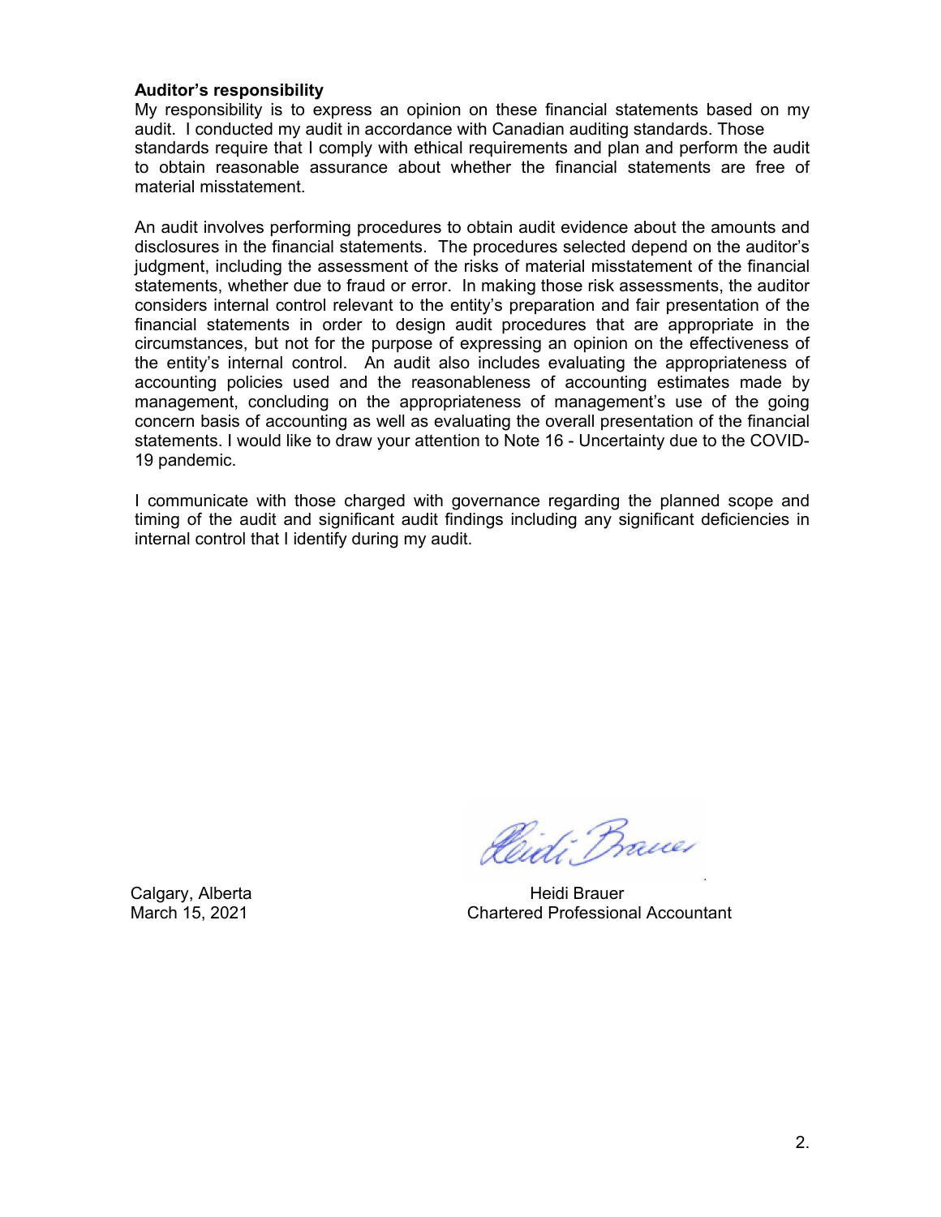**Auditor's responsibility**

My responsibility is to express an opinion on these financial statements based on my audit. I conducted my audit in accordance with Canadian auditing standards. Those standards require that I comply with ethical requirements and plan and perform the audit to obtain reasonable assurance about whether the financial statements are free of material misstatement.

An audit involves performing procedures to obtain audit evidence about the amounts and disclosures in the financial statements. The procedures selected depend on the auditor's judgment, including the assessment of the risks of material misstatement of the financial statements, whether due to fraud or error. In making those risk assessments, the auditor considers internal control relevant to the entity's preparation and fair presentation of the financial statements in order to design audit procedures that are appropriate in the circumstances, but not for the purpose of expressing an opinion on the effectiveness of the entity's internal control. An audit also includes evaluating the appropriateness of accounting policies used and the reasonableness of accounting estimates made by management, concluding on the appropriateness of management's use of the going concern basis of accounting as well as evaluating the overall presentation of the financial statements. I would like to draw your attention to Note 16 - Uncertainty due to the COVID-19 pandemic.

I communicate with those charged with governance regarding the planned scope and timing of the audit and significant audit findings including any significant deficiencies in internal control that I identify during my audit.

Calgary, Alberta
March 15, 2021

Heidi Brauer
Chartered Professional Accountant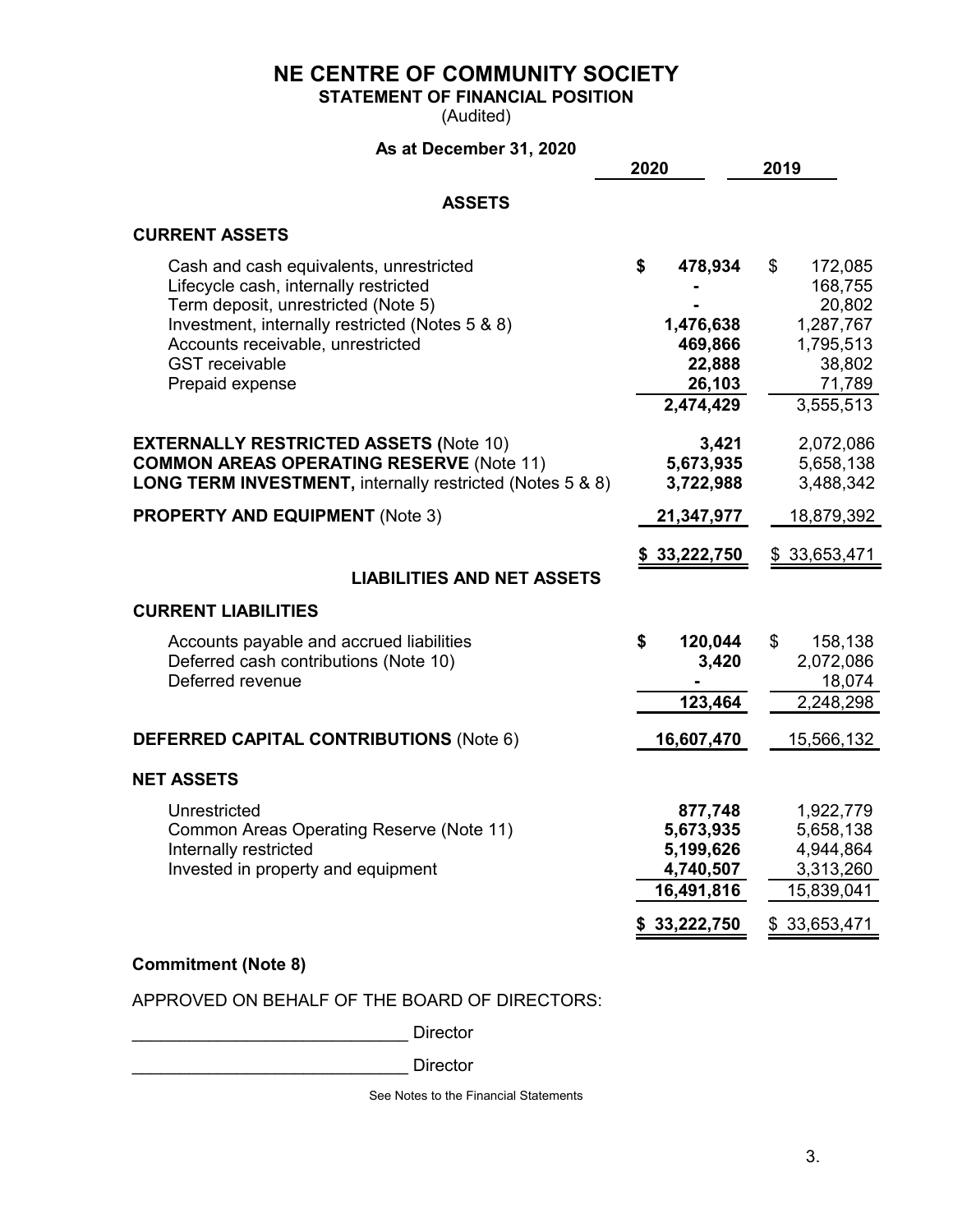# NE CENTRE OF COMMUNITY SOCIETY

## STATEMENT OF FINANCIAL POSITION

(Audited)

**As at December 31, 2020**

| | 2020 | 2019 |
|---|---|---|
| **ASSETS** | | |
| **CURRENT ASSETS** | | |
| Cash and cash equivalents, unrestricted | **$ 478,934** | $ 172,085 |
| Lifecycle cash, internally restricted | **-** | 168,755 |
| Term deposit, unrestricted (Note 5) | **-** | 20,802 |
| Investment, internally restricted (Notes 5 & 8) | **1,476,638** | 1,287,767 |
| Accounts receivable, unrestricted | **469,866** | 1,795,513 |
| GST receivable | **22,888** | 38,802 |
| Prepaid expense | **26,103** | 71,789 |
| | **2,474,429** | 3,555,513 |
| **EXTERNALLY RESTRICTED ASSETS (**Note 10) | **3,421** | 2,072,086 |
| **COMMON AREAS OPERATING RESERVE** (Note 11) | **5,673,935** | 5,658,138 |
| **LONG TERM INVESTMENT,** internally restricted (Notes 5 & 8) | **3,722,988** | 3,488,342 |
| **PROPERTY AND EQUIPMENT** (Note 3) | **21,347,977** | 18,879,392 |
| | **$ 33,222,750** | $ 33,653,471 |
| **LIABILITIES AND NET ASSETS** | | |
| **CURRENT LIABILITIES** | | |
| Accounts payable and accrued liabilities | **$ 120,044** | $ 158,138 |
| Deferred cash contributions (Note 10) | **3,420** | 2,072,086 |
| Deferred revenue | **-** | 18,074 |
| | **123,464** | 2,248,298 |
| **DEFERRED CAPITAL CONTRIBUTIONS** (Note 6) | **16,607,470** | 15,566,132 |
| **NET ASSETS** | | |
| Unrestricted | **877,748** | 1,922,779 |
| Common Areas Operating Reserve (Note 11) | **5,673,935** | 5,658,138 |
| Internally restricted | **5,199,626** | 4,944,864 |
| Invested in property and equipment | **4,740,507** | 3,313,260 |
| | **16,491,816** | 15,839,041 |
| | **$ 33,222,750** | $ 33,653,471 |

**Commitment (Note 8)**

APPROVED ON BEHALF OF THE BOARD OF DIRECTORS:

____________________________ Director

____________________________ Director

See Notes to the Financial Statements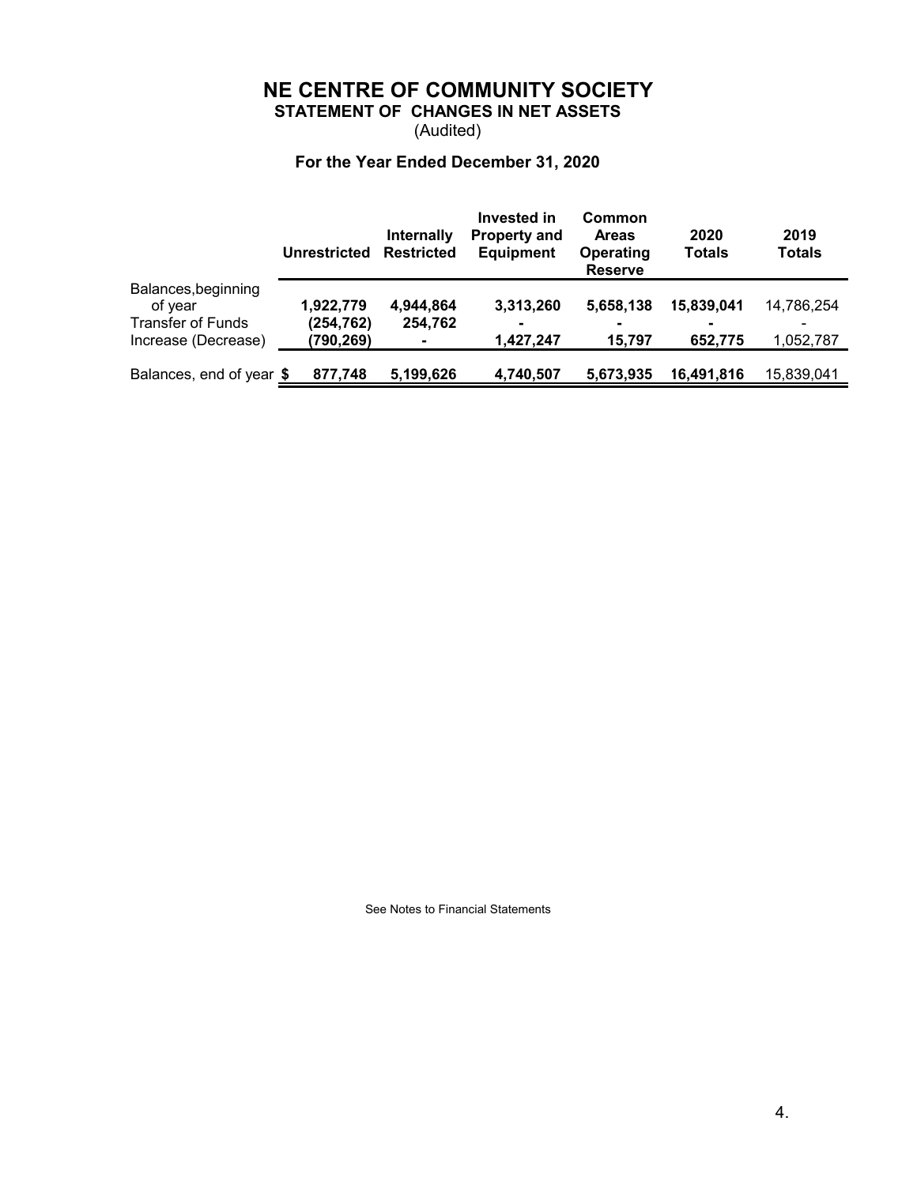# NE CENTRE OF COMMUNITY SOCIETY

## STATEMENT OF CHANGES IN NET ASSETS

(Audited)

### For the Year Ended December 31, 2020

| | Unrestricted | Internally Restricted | Invested in Property and Equipment | Common Areas Operating Reserve | 2020 Totals | 2019 Totals |
|---|---|---|---|---|---|---|
| Balances, beginning of year | 1,922,779 | 4,944,864 | 3,313,260 | 5,658,138 | 15,839,041 | 14,786,254 |
| Transfer of Funds | (254,762) | 254,762 | - | - | - | - |
| Increase (Decrease) | (790,269) | - | 1,427,247 | 15,797 | 652,775 | 1,052,787 |
| Balances, end of year | $ 877,748 | 5,199,626 | 4,740,507 | 5,673,935 | 16,491,816 | 15,839,041 |

See Notes to Financial Statements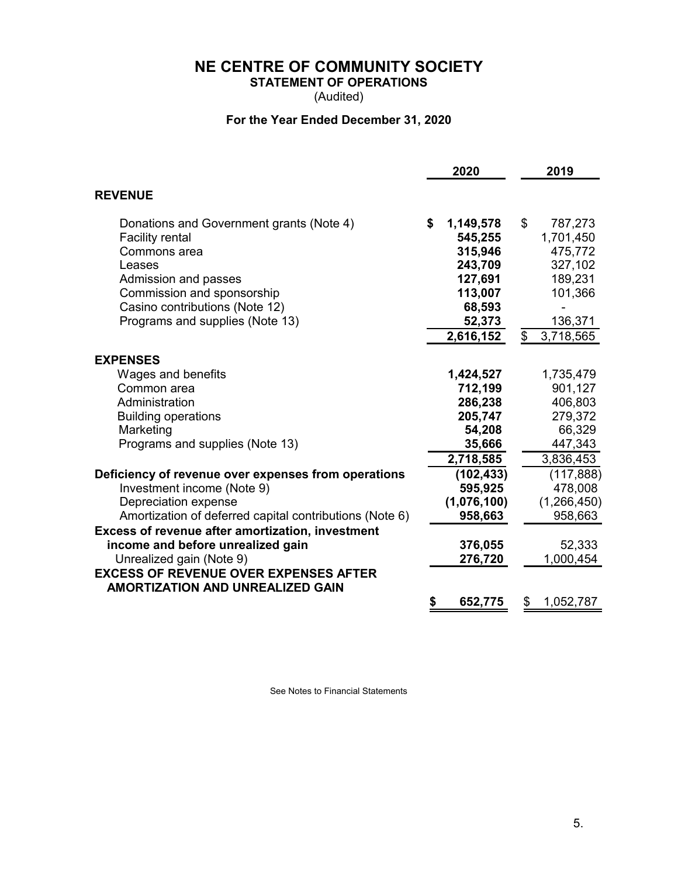# NE CENTRE OF COMMUNITY SOCIETY

## STATEMENT OF OPERATIONS

(Audited)

### For the Year Ended December 31, 2020

| | 2020 | 2019 |
|---|---|---|
| **REVENUE** | | |
| Donations and Government grants (Note 4) | **$ 1,149,578** | $ 787,273 |
| Facility rental | **545,255** | 1,701,450 |
| Commons area | **315,946** | 475,772 |
| Leases | **243,709** | 327,102 |
| Admission and passes | **127,691** | 189,231 |
| Commission and sponsorship | **113,007** | 101,366 |
| Casino contributions (Note 12) | **68,593** | - |
| Programs and supplies (Note 13) | **52,373** | 136,371 |
| | **2,616,152** | $ 3,718,565 |
| **EXPENSES** | | |
| Wages and benefits | **1,424,527** | 1,735,479 |
| Common area | **712,199** | 901,127 |
| Administration | **286,238** | 406,803 |
| Building operations | **205,747** | 279,372 |
| Marketing | **54,208** | 66,329 |
| Programs and supplies (Note 13) | **35,666** | 447,343 |
| | **2,718,585** | 3,836,453 |
| **Deficiency of revenue over expenses from operations** | **(102,433)** | (117,888) |
| Investment income (Note 9) | **595,925** | 478,008 |
| Depreciation expense | **(1,076,100)** | (1,266,450) |
| Amortization of deferred capital contributions (Note 6) | **958,663** | 958,663 |
| **Excess of revenue after amortization, investment income and before unrealized gain** | **376,055** | 52,333 |
| Unrealized gain (Note 9) | **276,720** | 1,000,454 |
| **EXCESS OF REVENUE OVER EXPENSES AFTER AMORTIZATION AND UNREALIZED GAIN** | **$ 652,775** | $ 1,052,787 |

See Notes to Financial Statements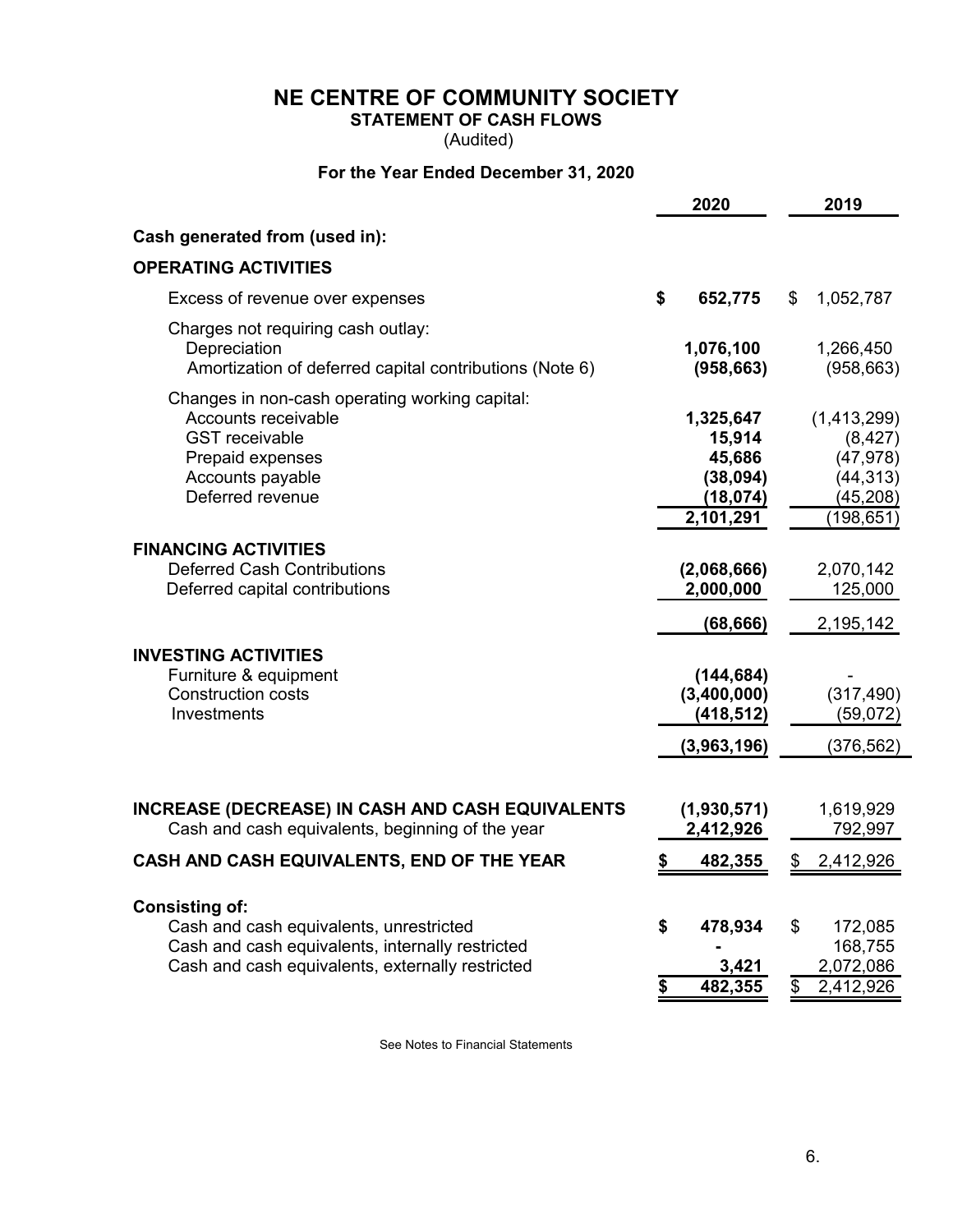# NE CENTRE OF COMMUNITY SOCIETY

## STATEMENT OF CASH FLOWS

(Audited)

**For the Year Ended December 31, 2020**

| | 2020 | 2019 |
|---|---|---|
| **Cash generated from (used in):** | | |
| **OPERATING ACTIVITIES** | | |
| Excess of revenue over expenses | **$ 652,775** | $ 1,052,787 |
| Charges not requiring cash outlay: | | |
| Depreciation | **1,076,100** | 1,266,450 |
| Amortization of deferred capital contributions (Note 6) | **(958,663)** | (958,663) |
| Changes in non-cash operating working capital: | | |
| Accounts receivable | **1,325,647** | (1,413,299) |
| GST receivable | **15,914** | (8,427) |
| Prepaid expenses | **45,686** | (47,978) |
| Accounts payable | **(38,094)** | (44,313) |
| Deferred revenue | **(18,074)** | (45,208) |
| | **2,101,291** | (198,651) |
| **FINANCING ACTIVITIES** | | |
| Deferred Cash Contributions | **(2,068,666)** | 2,070,142 |
| Deferred capital contributions | **2,000,000** | 125,000 |
| | **(68,666)** | 2,195,142 |
| **INVESTING ACTIVITIES** | | |
| Furniture & equipment | **(144,684)** | - |
| Construction costs | **(3,400,000)** | (317,490) |
| Investments | **(418,512)** | (59,072) |
| | **(3,963,196)** | (376,562) |
| **INCREASE (DECREASE) IN CASH AND CASH EQUIVALENTS** | **(1,930,571)** | 1,619,929 |
| Cash and cash equivalents, beginning of the year | **2,412,926** | 792,997 |
| **CASH AND CASH EQUIVALENTS, END OF THE YEAR** | **$ 482,355** | $ 2,412,926 |
| **Consisting of:** | | |
| Cash and cash equivalents, unrestricted | **$ 478,934** | $ 172,085 |
| Cash and cash equivalents, internally restricted | **-** | 168,755 |
| Cash and cash equivalents, externally restricted | **3,421** | 2,072,086 |
| | **$ 482,355** | $ 2,412,926 |

See Notes to Financial Statements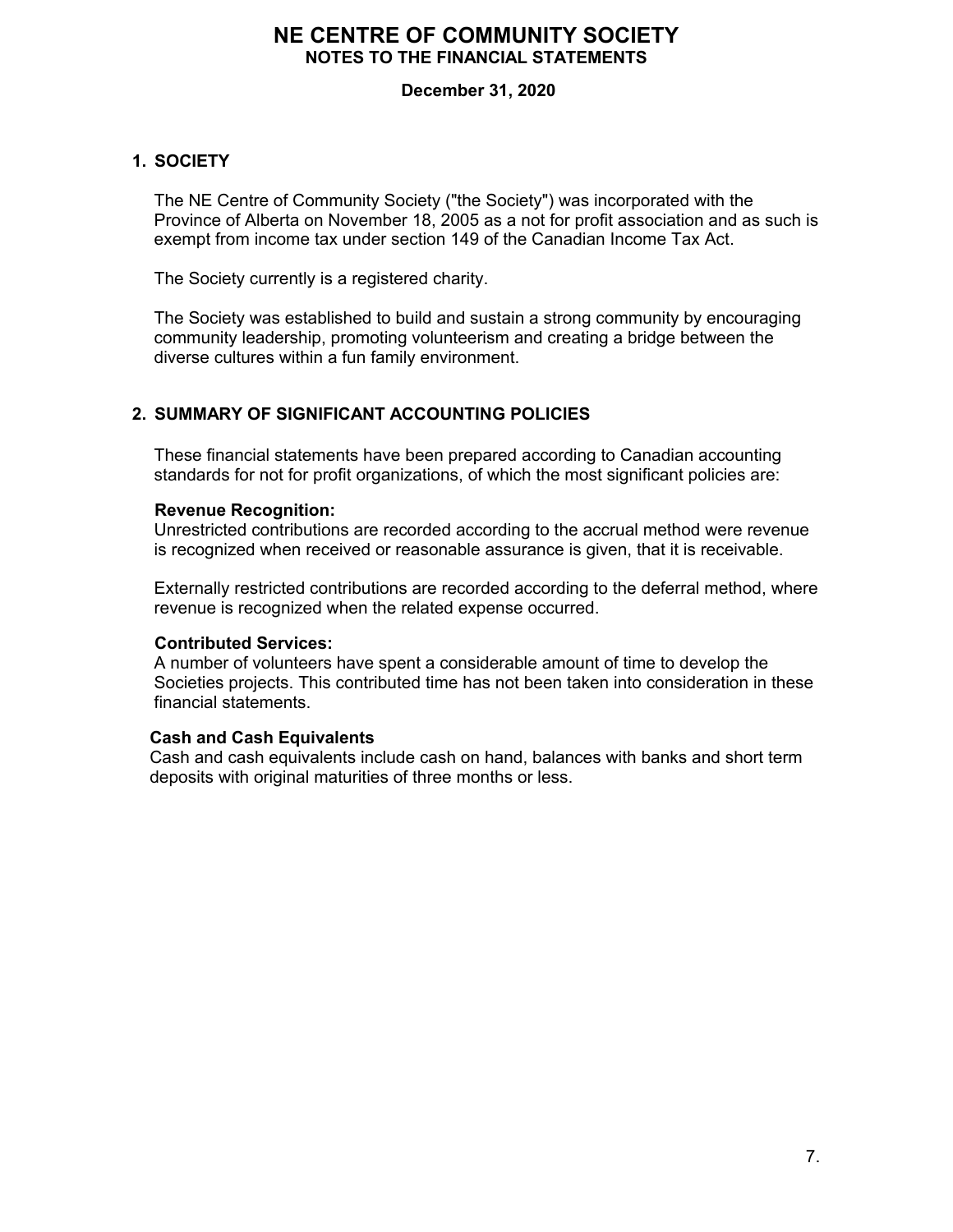# NE CENTRE OF COMMUNITY SOCIETY
## NOTES TO THE FINANCIAL STATEMENTS

**December 31, 2020**

### 1. SOCIETY

The NE Centre of Community Society ("the Society") was incorporated with the Province of Alberta on November 18, 2005 as a not for profit association and as such is exempt from income tax under section 149 of the Canadian Income Tax Act.

The Society currently is a registered charity.

The Society was established to build and sustain a strong community by encouraging community leadership, promoting volunteerism and creating a bridge between the diverse cultures within a fun family environment.

### 2. SUMMARY OF SIGNIFICANT ACCOUNTING POLICIES

These financial statements have been prepared according to Canadian accounting standards for not for profit organizations, of which the most significant policies are:

**Revenue Recognition:**
Unrestricted contributions are recorded according to the accrual method were revenue is recognized when received or reasonable assurance is given, that it is receivable.

Externally restricted contributions are recorded according to the deferral method, where revenue is recognized when the related expense occurred.

**Contributed Services:**
A number of volunteers have spent a considerable amount of time to develop the Societies projects. This contributed time has not been taken into consideration in these financial statements.

**Cash and Cash Equivalents**
Cash and cash equivalents include cash on hand, balances with banks and short term deposits with original maturities of three months or less.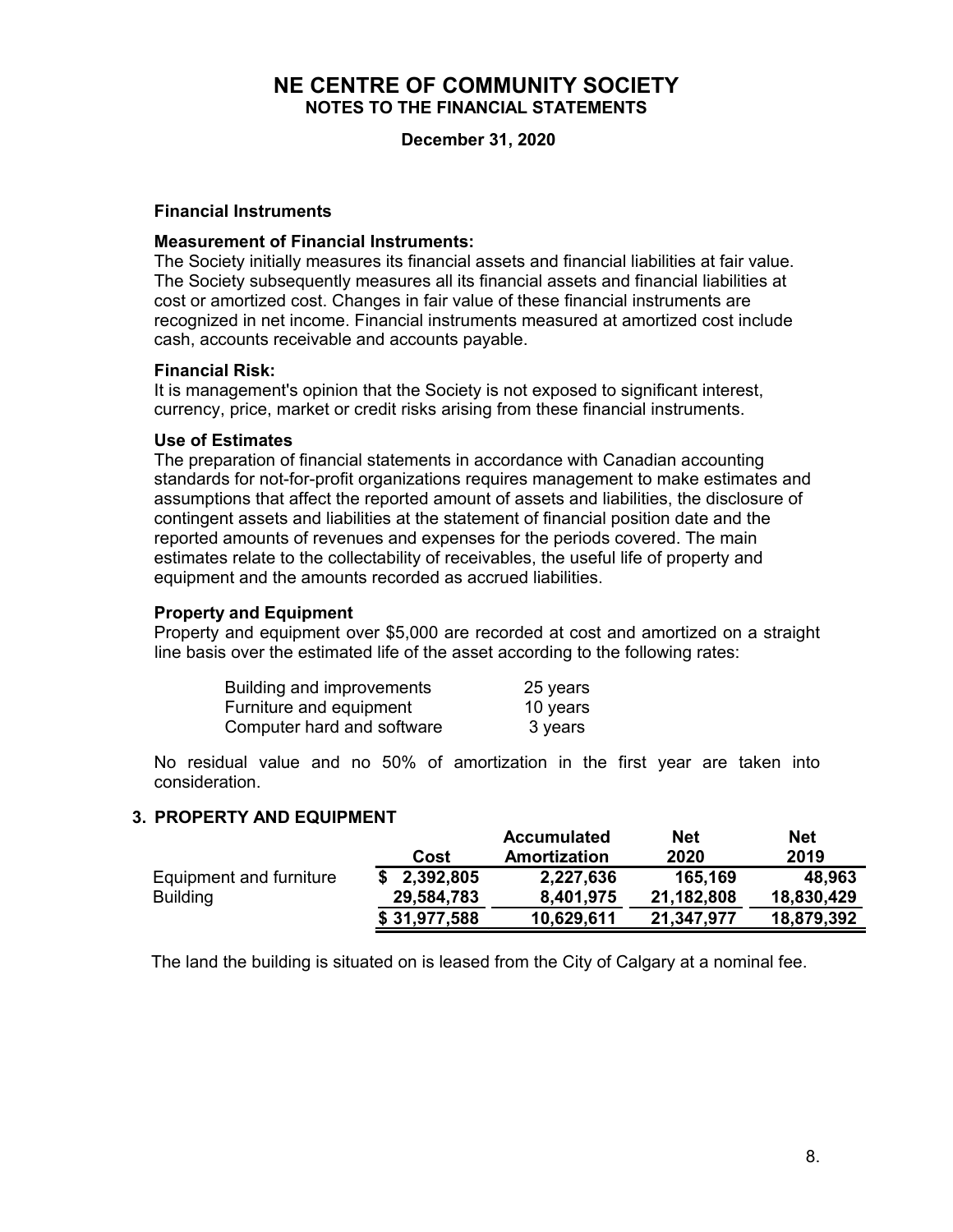# NE CENTRE OF COMMUNITY SOCIETY
## NOTES TO THE FINANCIAL STATEMENTS

**December 31, 2020**

### Financial Instruments

**Measurement of Financial Instruments:**
The Society initially measures its financial assets and financial liabilities at fair value. The Society subsequently measures all its financial assets and financial liabilities at cost or amortized cost. Changes in fair value of these financial instruments are recognized in net income. Financial instruments measured at amortized cost include cash, accounts receivable and accounts payable.

**Financial Risk:**
It is management's opinion that the Society is not exposed to significant interest, currency, price, market or credit risks arising from these financial instruments.

### Use of Estimates

The preparation of financial statements in accordance with Canadian accounting standards for not-for-profit organizations requires management to make estimates and assumptions that affect the reported amount of assets and liabilities, the disclosure of contingent assets and liabilities at the statement of financial position date and the reported amounts of revenues and expenses for the periods covered. The main estimates relate to the collectability of receivables, the useful life of property and equipment and the amounts recorded as accrued liabilities.

### Property and Equipment

Property and equipment over $5,000 are recorded at cost and amortized on a straight line basis over the estimated life of the asset according to the following rates:

| | |
|---|---|
| Building and improvements | 25 years |
| Furniture and equipment | 10 years |
| Computer hard and software | 3 years |

No residual value and no 50% of amortization in the first year are taken into consideration.

## 3. PROPERTY AND EQUIPMENT

| | Cost | Accumulated Amortization | Net 2020 | Net 2019 |
|---|---|---|---|---|
| Equipment and furniture | $ 2,392,805 | 2,227,636 | 165,169 | 48,963 |
| Building | 29,584,783 | 8,401,975 | 21,182,808 | 18,830,429 |
| | $ 31,977,588 | 10,629,611 | 21,347,977 | 18,879,392 |

The land the building is situated on is leased from the City of Calgary at a nominal fee.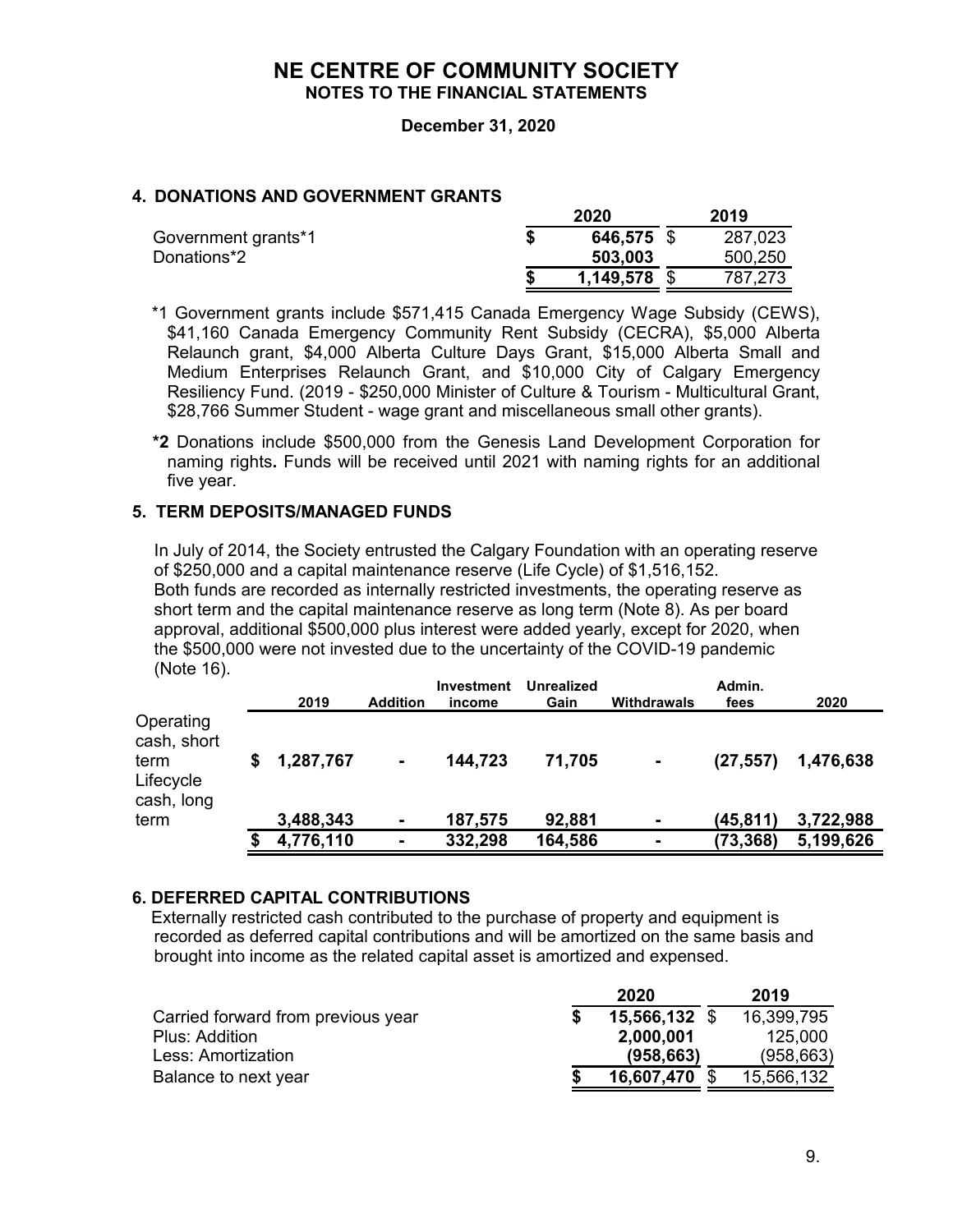# NE CENTRE OF COMMUNITY SOCIETY

## NOTES TO THE FINANCIAL STATEMENTS

**December 31, 2020**

### 4. DONATIONS AND GOVERNMENT GRANTS

| | 2020 | 2019 |
|---|---|---|
| Government grants*1 | **$ 646,575** | $ 287,023 |
| Donations*2 | **503,003** | 500,250 |
| | **$ 1,149,578** | $ 787,273 |

*1 Government grants include $571,415 Canada Emergency Wage Subsidy (CEWS), $41,160 Canada Emergency Community Rent Subsidy (CECRA), $5,000 Alberta Relaunch grant, $4,000 Alberta Culture Days Grant, $15,000 Alberta Small and Medium Enterprises Relaunch Grant, and $10,000 City of Calgary Emergency Resiliency Fund. (2019 - $250,000 Minister of Culture & Tourism - Multicultural Grant, $28,766 Summer Student - wage grant and miscellaneous small other grants).

**\*2** Donations include $500,000 from the Genesis Land Development Corporation for naming rights**.** Funds will be received until 2021 with naming rights for an additional five year.

### 5. TERM DEPOSITS/MANAGED FUNDS

In July of 2014, the Society entrusted the Calgary Foundation with an operating reserve of $250,000 and a capital maintenance reserve (Life Cycle) of $1,516,152. Both funds are recorded as internally restricted investments, the operating reserve as short term and the capital maintenance reserve as long term (Note 8). As per board approval, additional $500,000 plus interest were added yearly, except for 2020, when the $500,000 were not invested due to the uncertainty of the COVID-19 pandemic (Note 16).

| | 2019 | Addition | Investment income | Unrealized Gain | Withdrawals | Admin. fees | 2020 |
|---|---|---|---|---|---|---|---|
| Operating cash, short term | $ 1,287,767 | - | 144,723 | 71,705 | - | (27,557) | 1,476,638 |
| Lifecycle cash, long term | 3,488,343 | - | 187,575 | 92,881 | - | (45,811) | 3,722,988 |
| | $ 4,776,110 | - | 332,298 | 164,586 | - | (73,368) | 5,199,626 |

### 6. DEFERRED CAPITAL CONTRIBUTIONS

Externally restricted cash contributed to the purchase of property and equipment is recorded as deferred capital contributions and will be amortized on the same basis and brought into income as the related capital asset is amortized and expensed.

| | 2020 | 2019 |
|---|---|---|
| Carried forward from previous year | **$ 15,566,132** | $ 16,399,795 |
| Plus: Addition | **2,000,001** | 125,000 |
| Less: Amortization | **(958,663)** | (958,663) |
| Balance to next year | **$ 16,607,470** | $ 15,566,132 |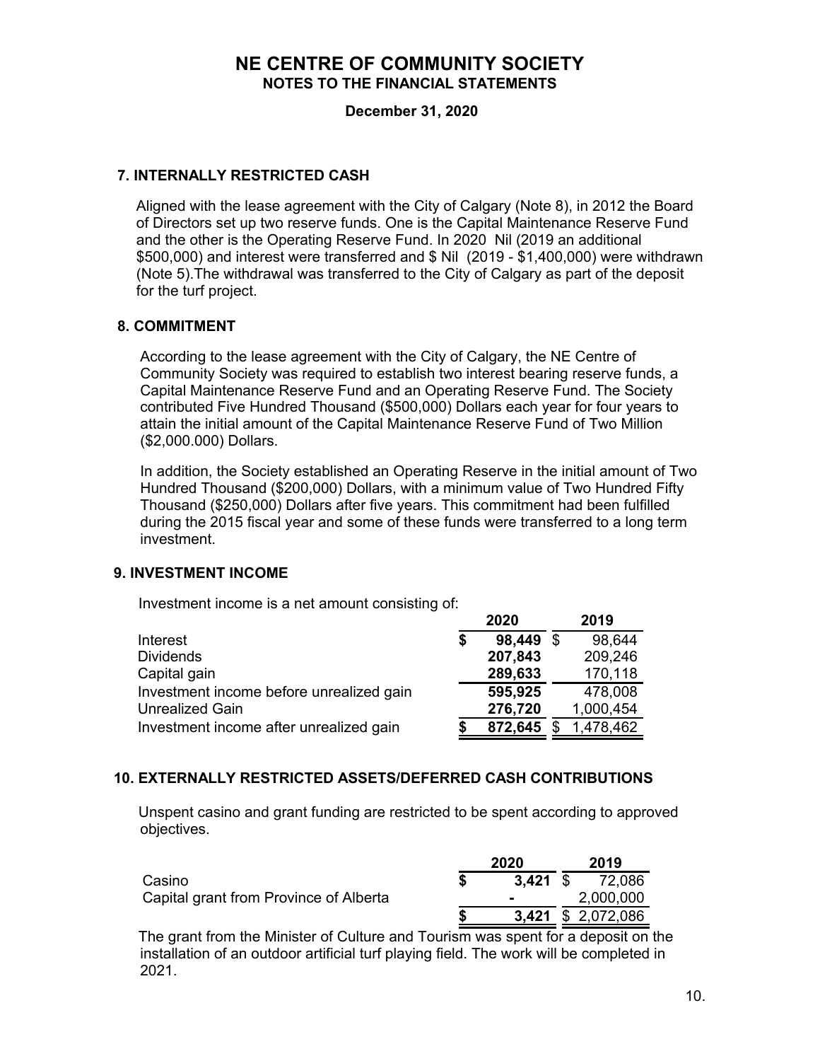# NE CENTRE OF COMMUNITY SOCIETY
## NOTES TO THE FINANCIAL STATEMENTS

**December 31, 2020**

### 7. INTERNALLY RESTRICTED CASH

Aligned with the lease agreement with the City of Calgary (Note 8), in 2012 the Board of Directors set up two reserve funds. One is the Capital Maintenance Reserve Fund and the other is the Operating Reserve Fund. In 2020 Nil (2019 an additional $500,000) and interest were transferred and $ Nil (2019 - $1,400,000) were withdrawn (Note 5).The withdrawal was transferred to the City of Calgary as part of the deposit for the turf project.

### 8. COMMITMENT

According to the lease agreement with the City of Calgary, the NE Centre of Community Society was required to establish two interest bearing reserve funds, a Capital Maintenance Reserve Fund and an Operating Reserve Fund. The Society contributed Five Hundred Thousand ($500,000) Dollars each year for four years to attain the initial amount of the Capital Maintenance Reserve Fund of Two Million ($2,000.000) Dollars.

In addition, the Society established an Operating Reserve in the initial amount of Two Hundred Thousand ($200,000) Dollars, with a minimum value of Two Hundred Fifty Thousand ($250,000) Dollars after five years. This commitment had been fulfilled during the 2015 fiscal year and some of these funds were transferred to a long term investment.

### 9. INVESTMENT INCOME

Investment income is a net amount consisting of:

| | 2020 | 2019 |
|---|---|---|
| Interest | **$ 98,449** | $ 98,644 |
| Dividends | **207,843** | 209,246 |
| Capital gain | **289,633** | 170,118 |
| Investment income before unrealized gain | **595,925** | 478,008 |
| Unrealized Gain | **276,720** | 1,000,454 |
| Investment income after unrealized gain | **$ 872,645** | $ 1,478,462 |

### 10. EXTERNALLY RESTRICTED ASSETS/DEFERRED CASH CONTRIBUTIONS

Unspent casino and grant funding are restricted to be spent according to approved objectives.

| | 2020 | 2019 |
|---|---|---|
| Casino | **$ 3,421** | $ 72,086 |
| Capital grant from Province of Alberta | **-** | 2,000,000 |
| | **$ 3,421** | $ 2,072,086 |

The grant from the Minister of Culture and Tourism was spent for a deposit on the installation of an outdoor artificial turf playing field. The work will be completed in 2021.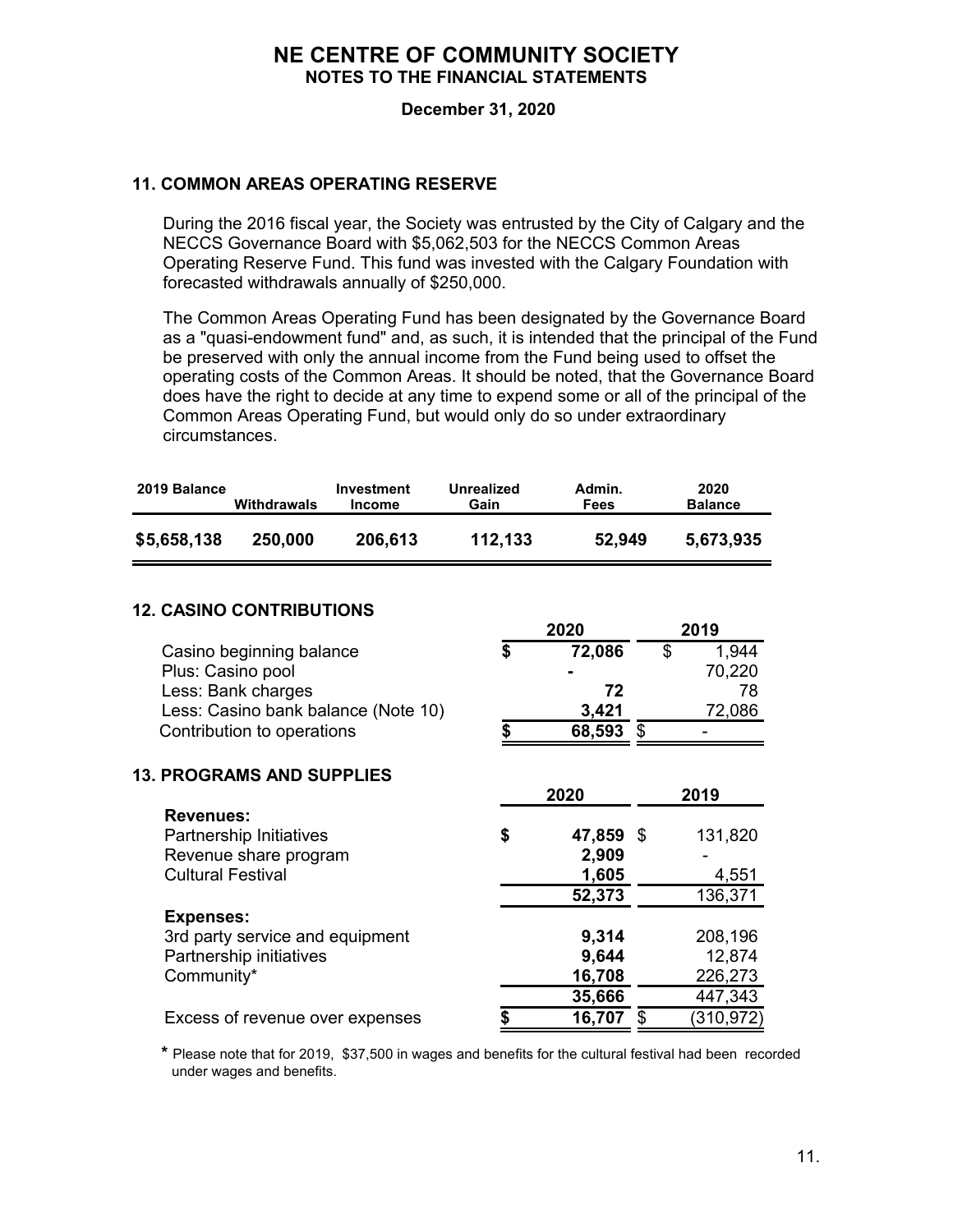# NE CENTRE OF COMMUNITY SOCIETY
## NOTES TO THE FINANCIAL STATEMENTS

**December 31, 2020**

### 11. COMMON AREAS OPERATING RESERVE

During the 2016 fiscal year, the Society was entrusted by the City of Calgary and the NECCS Governance Board with $5,062,503 for the NECCS Common Areas Operating Reserve Fund. This fund was invested with the Calgary Foundation with forecasted withdrawals annually of $250,000.

The Common Areas Operating Fund has been designated by the Governance Board as a "quasi-endowment fund" and, as such, it is intended that the principal of the Fund be preserved with only the annual income from the Fund being used to offset the operating costs of the Common Areas. It should be noted, that the Governance Board does have the right to decide at any time to expend some or all of the principal of the Common Areas Operating Fund, but would only do so under extraordinary circumstances.

| 2019 Balance | Withdrawals | Investment Income | Unrealized Gain | Admin. Fees | 2020 Balance |
|---|---|---|---|---|---|
| $5,658,138 | 250,000 | 206,613 | 112,133 | 52,949 | 5,673,935 |

### 12. CASINO CONTRIBUTIONS

| | 2020 | 2019 |
|---|---|---|
| Casino beginning balance | $ 72,086 | $ 1,944 |
| Plus: Casino pool | - | 70,220 |
| Less: Bank charges | 72 | 78 |
| Less: Casino bank balance (Note 10) | 3,421 | 72,086 |
| Contribution to operations | $ 68,593 | $ - |

### 13. PROGRAMS AND SUPPLIES

| | 2020 | 2019 |
|---|---|---|
| **Revenues:** | | |
| Partnership Initiatives | $ 47,859 | $ 131,820 |
| Revenue share program | 2,909 | - |
| Cultural Festival | 1,605 | 4,551 |
| | 52,373 | 136,371 |
| **Expenses:** | | |
| 3rd party service and equipment | 9,314 | 208,196 |
| Partnership initiatives | 9,644 | 12,874 |
| Community* | 16,708 | 226,273 |
| | 35,666 | 447,343 |
| Excess of revenue over expenses | $ 16,707 | $ (310,972) |

\* Please note that for 2019, $37,500 in wages and benefits for the cultural festival had been recorded under wages and benefits.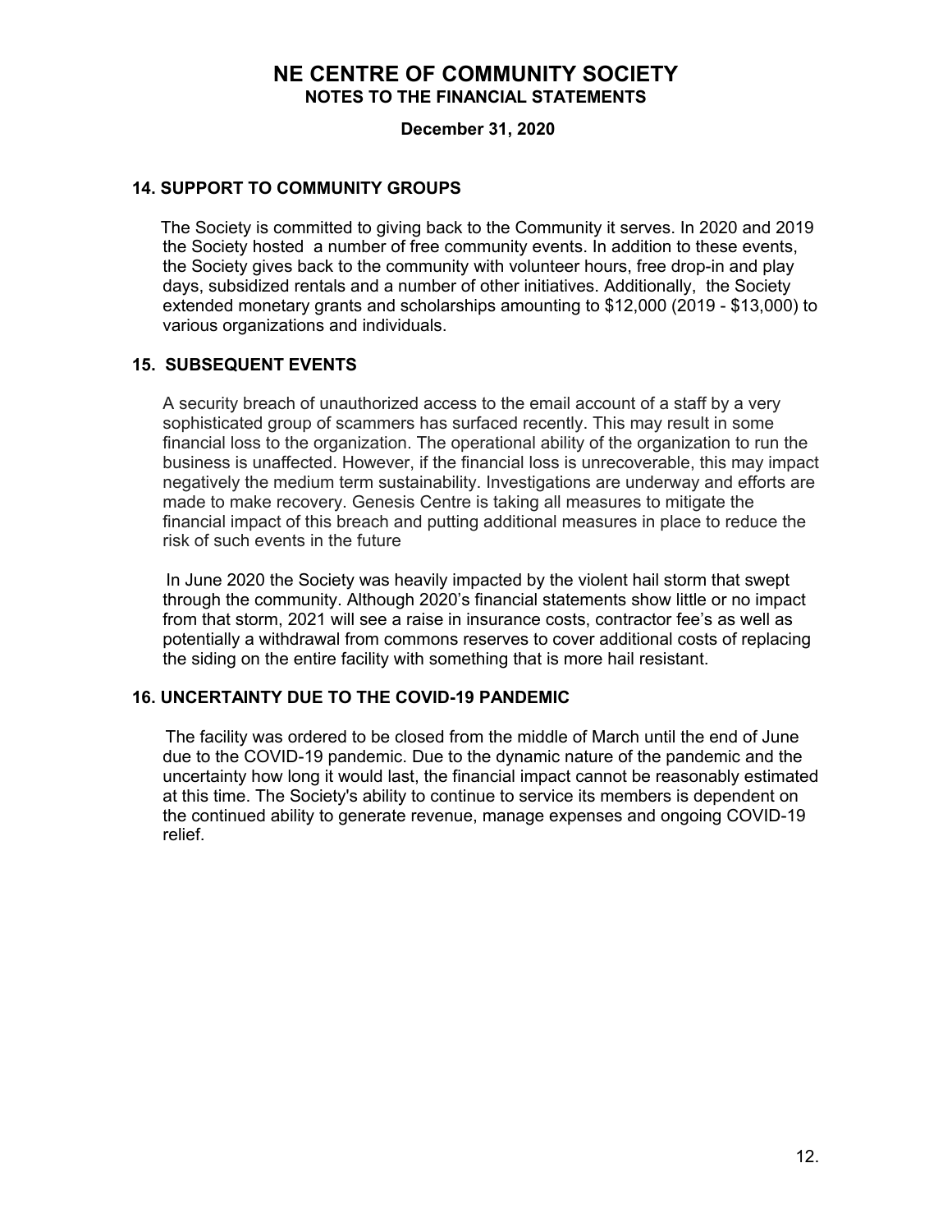# NE CENTRE OF COMMUNITY SOCIETY
## NOTES TO THE FINANCIAL STATEMENTS

**December 31, 2020**

### 14. SUPPORT TO COMMUNITY GROUPS

The Society is committed to giving back to the Community it serves. In 2020 and 2019 the Society hosted a number of free community events. In addition to these events, the Society gives back to the community with volunteer hours, free drop-in and play days, subsidized rentals and a number of other initiatives. Additionally, the Society extended monetary grants and scholarships amounting to $12,000 (2019 - $13,000) to various organizations and individuals.

### 15. SUBSEQUENT EVENTS

A security breach of unauthorized access to the email account of a staff by a very sophisticated group of scammers has surfaced recently. This may result in some financial loss to the organization. The operational ability of the organization to run the business is unaffected. However, if the financial loss is unrecoverable, this may impact negatively the medium term sustainability. Investigations are underway and efforts are made to make recovery. Genesis Centre is taking all measures to mitigate the financial impact of this breach and putting additional measures in place to reduce the risk of such events in the future

In June 2020 the Society was heavily impacted by the violent hail storm that swept through the community. Although 2020's financial statements show little or no impact from that storm, 2021 will see a raise in insurance costs, contractor fee's as well as potentially a withdrawal from commons reserves to cover additional costs of replacing the siding on the entire facility with something that is more hail resistant.

### 16. UNCERTAINTY DUE TO THE COVID-19 PANDEMIC

The facility was ordered to be closed from the middle of March until the end of June due to the COVID-19 pandemic. Due to the dynamic nature of the pandemic and the uncertainty how long it would last, the financial impact cannot be reasonably estimated at this time. The Society's ability to continue to service its members is dependent on the continued ability to generate revenue, manage expenses and ongoing COVID-19 relief.